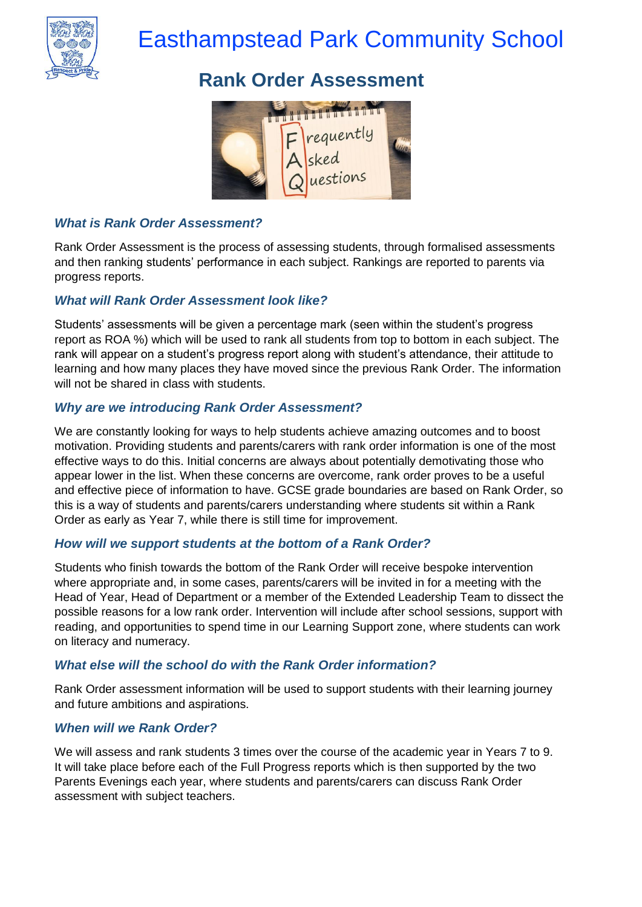# Easthampstead Park Community School

## Rank Order Assessment

### *What is Rank Order Assessment?*

Rank Order Assessment is the process of assessing students, through formalised assessments and then ranking students' performance in each subject. Rankings are reported to parents via progress reports.

### *What will Rank Order Assessment look like?*

Students' assessments will be given a percentage mark (seen within the student's progress report as ROA %) which will be used to rank all students from top to bottom in each subject. The rank will appear on a student's progress report along with student's attendance, their attitude to learning and how many places they have moved since the previous Rank Order. The information will not be shared in class with students.

### *Why are we introducing Rank Order Assessment?*

We are constantly looking for ways to help students achieve amazing outcomes and to boost motivation. Providing students and parents/carers with rank order information is one of the most effective ways to do this. Initial concerns are always about potentially demotivating those who appear lower in the list. When these concerns are overcome, rank order proves to be a useful and effective piece of information to have. GCSE grade boundaries are based on Rank Order, so this is a way of students and parents/carers understanding where students sit within a Rank Order as early as Year 7, while there is still time for improvement.

### *How will we support students at the bottom of a Rank Order?*

Students who finish towards the bottom of the Rank Order will receive bespoke intervention where appropriate and, in some cases, parents/carers will be invited in for a meeting with the Head of Year, Head of Department or a member of the Extended Leadership Team to dissect the possible reasons for a low rank order. Intervention will include after school sessions, support with reading, and opportunities to spend time in our Learning Support zone, where students can work on literacy and numeracy.

### *What else will the school do with the Rank Order information?*

Rank Order assessment information will be used to support students with their learning journey and future ambitions and aspirations.

### *When will we Rank Order?*

We will assess and rank students 3 times over the course of the academic year in Years 7 to 9. It will take place before each of the Full Progress reports which is then supported by the two Parents Evenings each year, where students and parents/carers can discuss Rank Order assessment with subject teachers.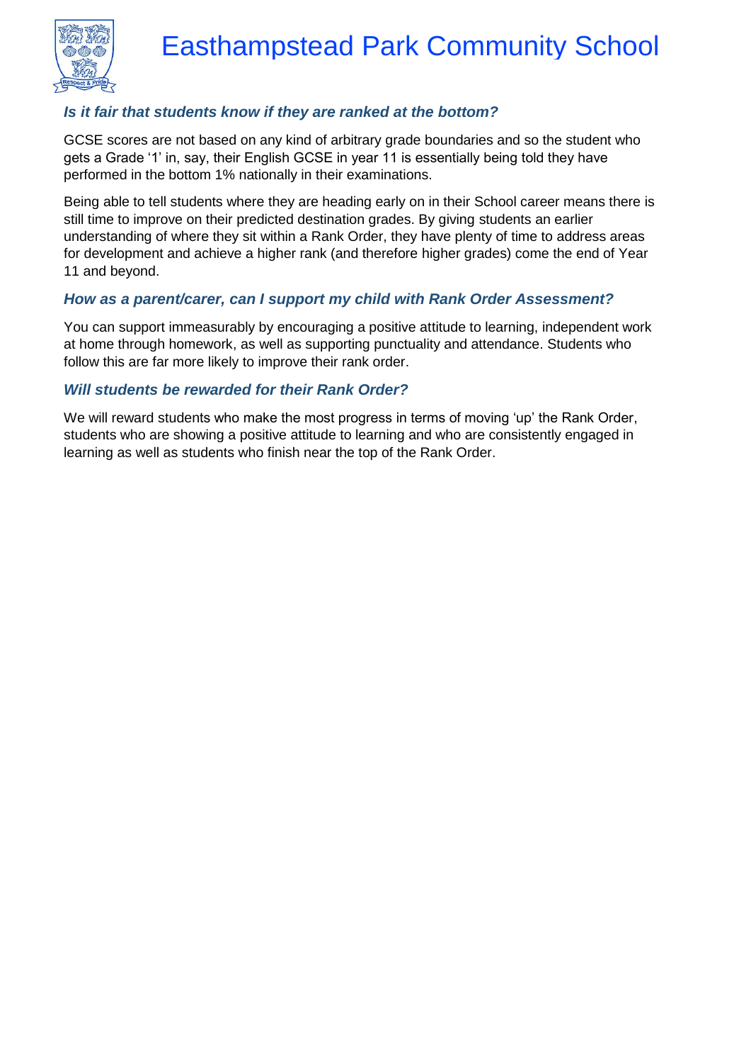### *Is it fair that students know if they are ranked at the bottom?*

GCSE scores are not based on any kind of arbitrary grade boundaries and so the student who gets a Grade '1' in, say, their English GCSE in year 11 is essentially being told they have performed in the bottom 1% nationally in their examinations.

Being able to tell students where they are heading early on in their School career means there is still time to improve on their predicted destination grades. By giving students an earlier understanding of where they sit within a Rank Order, they have plenty of time to address areas for development and achieve a higher rank (and therefore higher grades) come the end of Year 11 and beyond.

### *How as a parent/carer, can I support my child with Rank Order Assessment?*

You can support immeasurably by encouraging a positive attitude to learning, independent work at home through homework, as well as supporting punctuality and attendance. Students who follow this are far more likely to improve their rank order.

### *Will students be rewarded for their Rank Order?*

We will reward students who make the most progress in terms of moving 'up' the Rank Order, students who are showing a positive attitude to learning and who are consistently engaged in learning as well as students who finish near the top of the Rank Order.